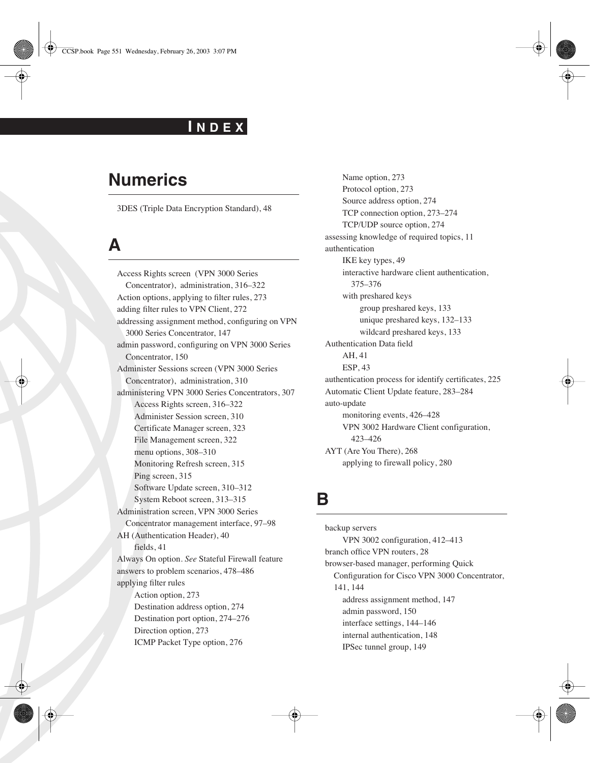# INDEX

## Numerics

3DES (Triple Data Encryption Standard), 48

## A

Access Rights screen (VPN 3000 Series Concentrator), administration, 316–322
Action options, applying to filter rules, 273
adding filter rules to VPN Client, 272
addressing assignment method, configuring on VPN 3000 Series Concentrator, 147
admin password, configuring on VPN 3000 Series Concentrator, 150
Administer Sessions screen (VPN 3000 Series Concentrator), administration, 310
administering VPN 3000 Series Concentrators, 307
- Access Rights screen, 316–322
- Administer Session screen, 310
- Certificate Manager screen, 323
- File Management screen, 322
- menu options, 308–310
- Monitoring Refresh screen, 315
- Ping screen, 315
- Software Update screen, 310–312
- System Reboot screen, 313–315

Administration screen, VPN 3000 Series Concentrator management interface, 97–98
AH (Authentication Header), 40
- fields, 41

Always On option. *See* Stateful Firewall feature
answers to problem scenarios, 478–486
applying filter rules
- Action option, 273
- Destination address option, 274
- Destination port option, 274–276
- Direction option, 273
- ICMP Packet Type option, 276
- Name option, 273
- Protocol option, 273
- Source address option, 274
- TCP connection option, 273–274
- TCP/UDP source option, 274

assessing knowledge of required topics, 11
authentication
- IKE key types, 49
- interactive hardware client authentication, 375–376
- with preshared keys
  - group preshared keys, 133
  - unique preshared keys, 132–133
  - wildcard preshared keys, 133

Authentication Data field
- AH, 41
- ESP, 43

authentication process for identify certificates, 225
Automatic Client Update feature, 283–284
auto-update
- monitoring events, 426–428
- VPN 3002 Hardware Client configuration, 423–426

AYT (Are You There), 268
- applying to firewall policy, 280

## B

backup servers
- VPN 3002 configuration, 412–413

branch office VPN routers, 28
browser-based manager, performing Quick Configuration for Cisco VPN 3000 Concentrator, 141, 144
- address assignment method, 147
- admin password, 150
- interface settings, 144–146
- internal authentication, 148
- IPSec tunnel group, 149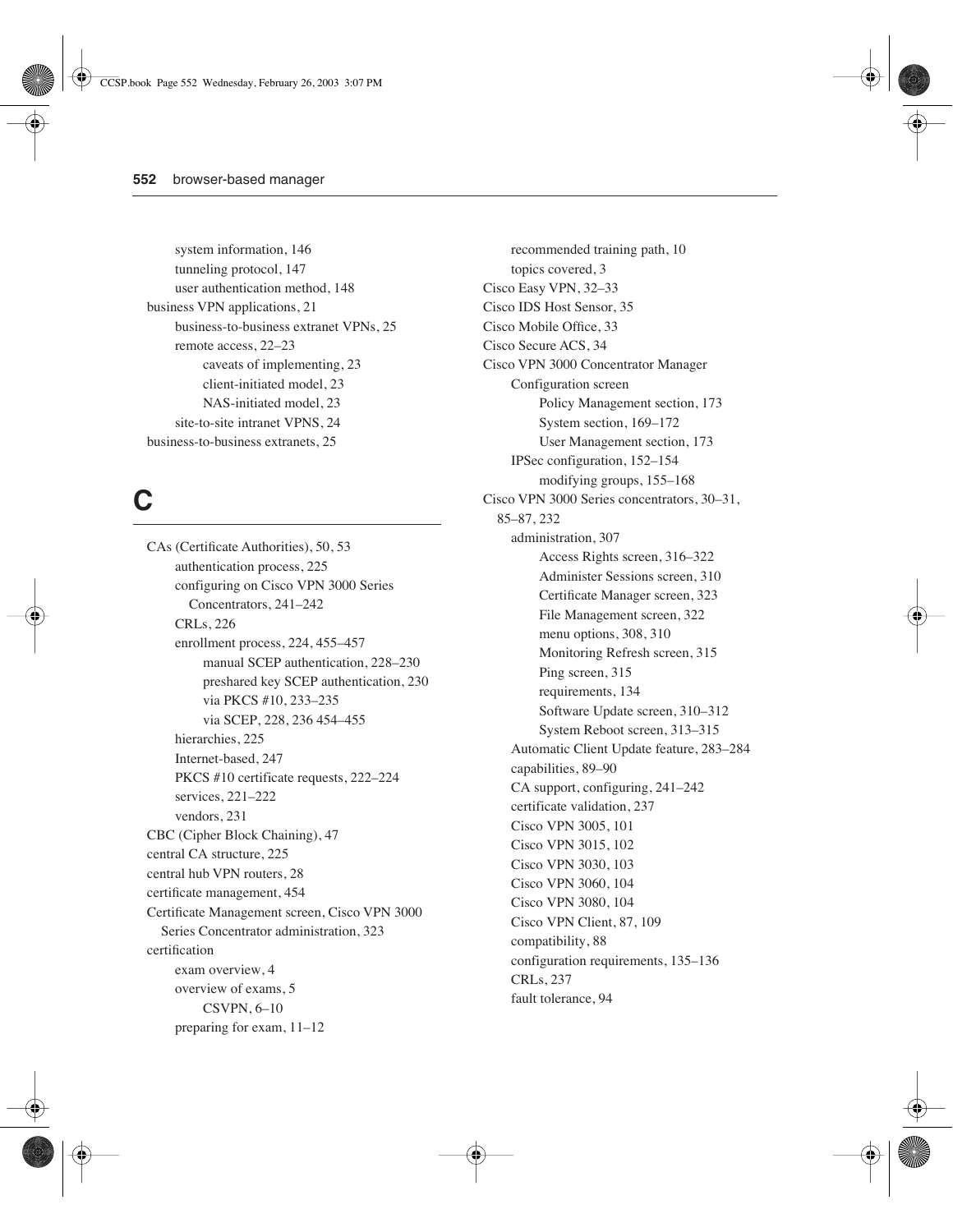system information, 146
    tunneling protocol, 147
    user authentication method, 148
business VPN applications, 21
    business-to-business extranet VPNs, 25
    remote access, 22–23
        caveats of implementing, 23
        client-initiated model, 23
        NAS-initiated model, 23
    site-to-site intranet VPNS, 24
business-to-business extranets, 25

## C

CAs (Certificate Authorities), 50, 53
    authentication process, 225
    configuring on Cisco VPN 3000 Series Concentrators, 241–242
    CRLs, 226
    enrollment process, 224, 455–457
        manual SCEP authentication, 228–230
        preshared key SCEP authentication, 230
        via PKCS #10, 233–235
        via SCEP, 228, 236 454–455
    hierarchies, 225
    Internet-based, 247
    PKCS #10 certificate requests, 222–224
    services, 221–222
    vendors, 231
CBC (Cipher Block Chaining), 47
central CA structure, 225
central hub VPN routers, 28
certificate management, 454
Certificate Management screen, Cisco VPN 3000 Series Concentrator administration, 323
certification
    exam overview, 4
    overview of exams, 5
        CSVPN, 6–10
    preparing for exam, 11–12
    recommended training path, 10
    topics covered, 3
Cisco Easy VPN, 32–33
Cisco IDS Host Sensor, 35
Cisco Mobile Office, 33
Cisco Secure ACS, 34
Cisco VPN 3000 Concentrator Manager
    Configuration screen
        Policy Management section, 173
        System section, 169–172
        User Management section, 173
    IPSec configuration, 152–154
        modifying groups, 155–168
Cisco VPN 3000 Series concentrators, 30–31, 85–87, 232
    administration, 307
        Access Rights screen, 316–322
        Administer Sessions screen, 310
        Certificate Manager screen, 323
        File Management screen, 322
        menu options, 308, 310
        Monitoring Refresh screen, 315
        Ping screen, 315
        requirements, 134
        Software Update screen, 310–312
        System Reboot screen, 313–315
    Automatic Client Update feature, 283–284
    capabilities, 89–90
    CA support, configuring, 241–242
    certificate validation, 237
    Cisco VPN 3005, 101
    Cisco VPN 3015, 102
    Cisco VPN 3030, 103
    Cisco VPN 3060, 104
    Cisco VPN 3080, 104
    Cisco VPN Client, 87, 109
    compatibility, 88
    configuration requirements, 135–136
    CRLs, 237
    fault tolerance, 94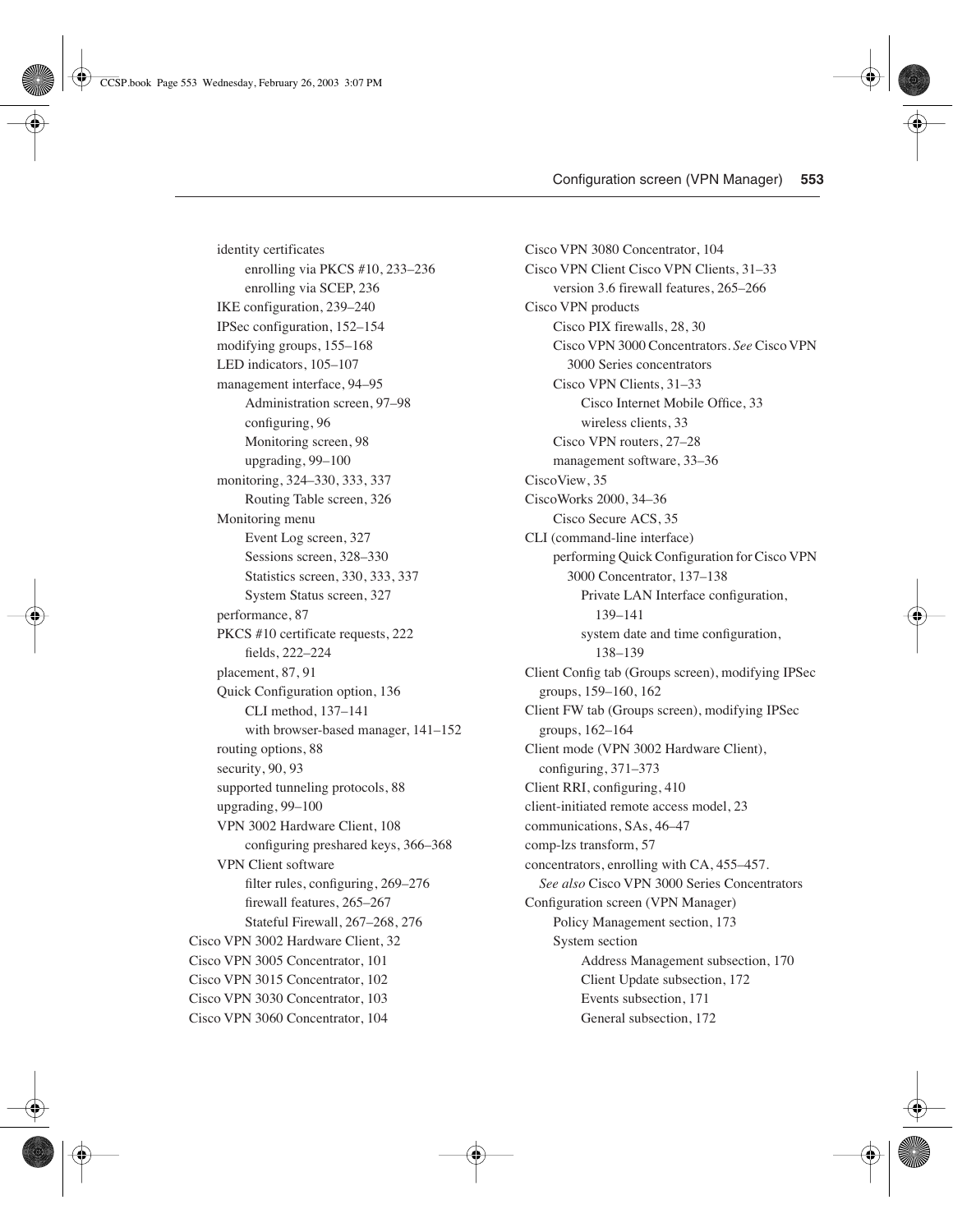identity certificates
    enrolling via PKCS #10, 233–236
    enrolling via SCEP, 236
IKE configuration, 239–240
IPSec configuration, 152–154
modifying groups, 155–168
LED indicators, 105–107
management interface, 94–95
    Administration screen, 97–98
    configuring, 96
    Monitoring screen, 98
    upgrading, 99–100
monitoring, 324–330, 333, 337
    Routing Table screen, 326
Monitoring menu
    Event Log screen, 327
    Sessions screen, 328–330
    Statistics screen, 330, 333, 337
    System Status screen, 327
performance, 87
PKCS #10 certificate requests, 222
    fields, 222–224
placement, 87, 91
Quick Configuration option, 136
    CLI method, 137–141
    with browser-based manager, 141–152
routing options, 88
security, 90, 93
supported tunneling protocols, 88
upgrading, 99–100
VPN 3002 Hardware Client, 108
    configuring preshared keys, 366–368
VPN Client software
    filter rules, configuring, 269–276
    firewall features, 265–267
    Stateful Firewall, 267–268, 276

Cisco VPN 3002 Hardware Client, 32
Cisco VPN 3005 Concentrator, 101
Cisco VPN 3015 Concentrator, 102
Cisco VPN 3030 Concentrator, 103
Cisco VPN 3060 Concentrator, 104
Cisco VPN 3080 Concentrator, 104
Cisco VPN Client Cisco VPN Clients, 31–33
    version 3.6 firewall features, 265–266
Cisco VPN products
    Cisco PIX firewalls, 28, 30
    Cisco VPN 3000 Concentrators. *See* Cisco VPN 3000 Series concentrators
    Cisco VPN Clients, 31–33
        Cisco Internet Mobile Office, 33
        wireless clients, 33
    Cisco VPN routers, 27–28
    management software, 33–36
CiscoView, 35
CiscoWorks 2000, 34–36
    Cisco Secure ACS, 35
CLI (command-line interface)
    performing Quick Configuration for Cisco VPN 3000 Concentrator, 137–138
        Private LAN Interface configuration, 139–141
        system date and time configuration, 138–139
Client Config tab (Groups screen), modifying IPSec groups, 159–160, 162
Client FW tab (Groups screen), modifying IPSec groups, 162–164
Client mode (VPN 3002 Hardware Client), configuring, 371–373
Client RRI, configuring, 410
client-initiated remote access model, 23
communications, SAs, 46–47
comp-lzs transform, 57
concentrators, enrolling with CA, 455–457. *See also* Cisco VPN 3000 Series Concentrators
Configuration screen (VPN Manager)
    Policy Management section, 173
    System section
        Address Management subsection, 170
        Client Update subsection, 172
        Events subsection, 171
        General subsection, 172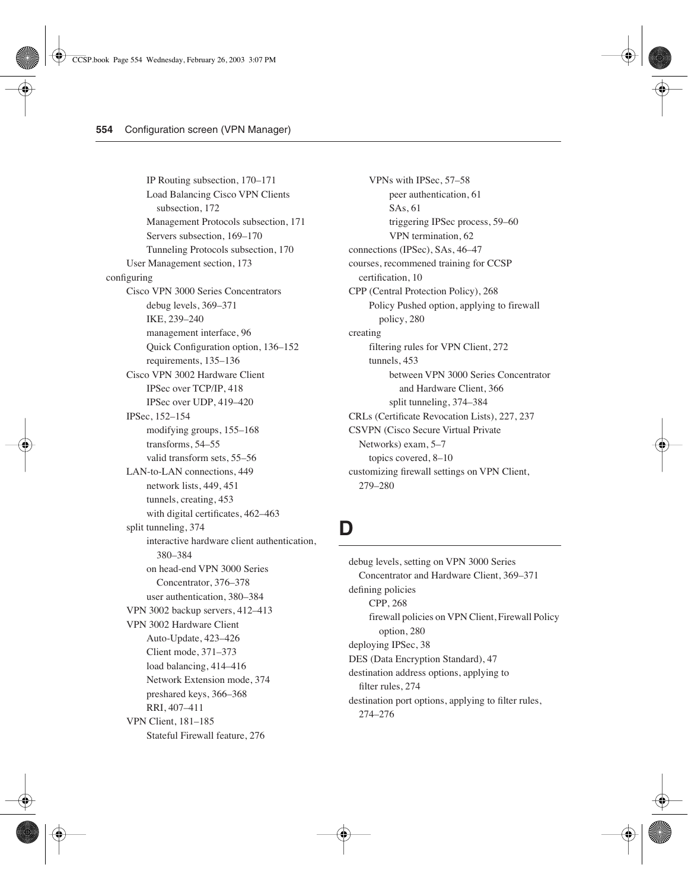IP Routing subsection, 170–171
Load Balancing Cisco VPN Clients subsection, 172
Management Protocols subsection, 171
Servers subsection, 169–170
Tunneling Protocols subsection, 170
User Management section, 173

configuring
- Cisco VPN 3000 Series Concentrators
  - debug levels, 369–371
  - IKE, 239–240
  - management interface, 96
  - Quick Configuration option, 136–152
  - requirements, 135–136
- Cisco VPN 3002 Hardware Client
  - IPSec over TCP/IP, 418
  - IPSec over UDP, 419–420
- IPSec, 152–154
  - modifying groups, 155–168
  - transforms, 54–55
  - valid transform sets, 55–56
- LAN-to-LAN connections, 449
  - network lists, 449, 451
  - tunnels, creating, 453
  - with digital certificates, 462–463
- split tunneling, 374
  - interactive hardware client authentication, 380–384
  - on head-end VPN 3000 Series Concentrator, 376–378
  - user authentication, 380–384
- VPN 3002 backup servers, 412–413
- VPN 3002 Hardware Client
  - Auto-Update, 423–426
  - Client mode, 371–373
  - load balancing, 414–416
  - Network Extension mode, 374
  - preshared keys, 366–368
  - RRI, 407–411
- VPN Client, 181–185
  - Stateful Firewall feature, 276
- VPNs with IPSec, 57–58
  - peer authentication, 61
  - SAs, 61
  - triggering IPSec process, 59–60
  - VPN termination, 62

connections (IPSec), SAs, 46–47

courses, recommened training for CCSP certification, 10

CPP (Central Protection Policy), 268
- Policy Pushed option, applying to firewall policy, 280

creating
- filtering rules for VPN Client, 272
- tunnels, 453
  - between VPN 3000 Series Concentrator and Hardware Client, 366
  - split tunneling, 374–384

CRLs (Certificate Revocation Lists), 227, 237

CSVPN (Cisco Secure Virtual Private Networks) exam, 5–7
- topics covered, 8–10

customizing firewall settings on VPN Client, 279–280

# D

debug levels, setting on VPN 3000 Series Concentrator and Hardware Client, 369–371

defining policies
- CPP, 268
- firewall policies on VPN Client, Firewall Policy option, 280

deploying IPSec, 38

DES (Data Encryption Standard), 47

destination address options, applying to filter rules, 274

destination port options, applying to filter rules, 274–276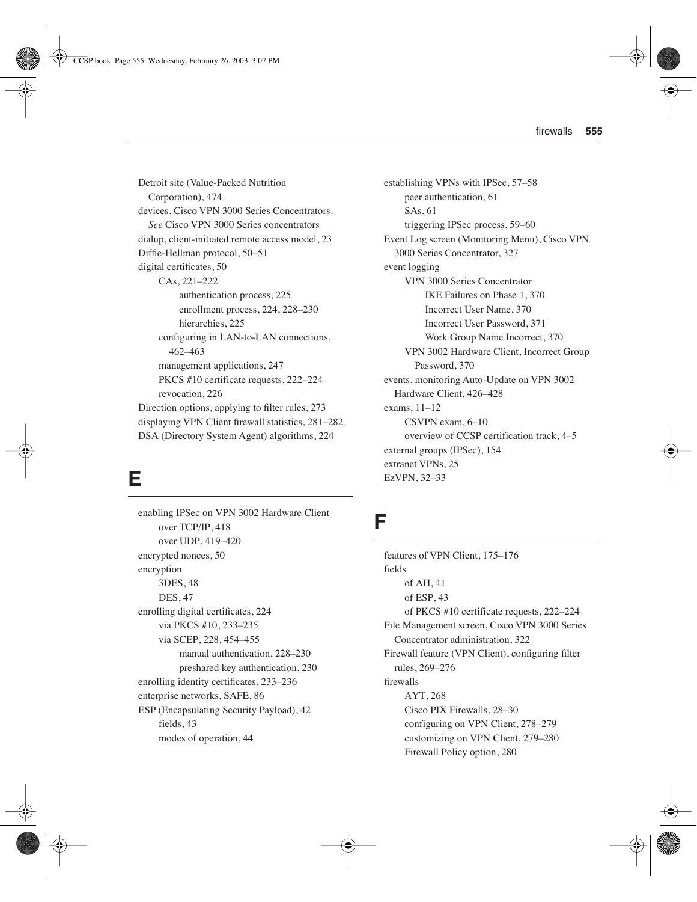Detroit site (Value-Packed Nutrition Corporation), 474
devices, Cisco VPN 3000 Series Concentrators. *See* Cisco VPN 3000 Series concentrators
dialup, client-initiated remote access model, 23
Diffie-Hellman protocol, 50–51
digital certificates, 50
- CAs, 221–222
  - authentication process, 225
  - enrollment process, 224, 228–230
  - hierarchies, 225
- configuring in LAN-to-LAN connections, 462–463
- management applications, 247
- PKCS #10 certificate requests, 222–224
- revocation, 226

Direction options, applying to filter rules, 273
displaying VPN Client firewall statistics, 281–282
DSA (Directory System Agent) algorithms, 224

## E

enabling IPSec on VPN 3002 Hardware Client
- over TCP/IP, 418
- over UDP, 419–420

encrypted nonces, 50
encryption
- 3DES, 48
- DES, 47

enrolling digital certificates, 224
- via PKCS #10, 233–235
- via SCEP, 228, 454–455
  - manual authentication, 228–230
  - preshared key authentication, 230

enrolling identity certificates, 233–236
enterprise networks, SAFE, 86
ESP (Encapsulating Security Payload), 42
- fields, 43
- modes of operation, 44

establishing VPNs with IPSec, 57–58
- peer authentication, 61
- SAs, 61
- triggering IPSec process, 59–60

Event Log screen (Monitoring Menu), Cisco VPN 3000 Series Concentrator, 327
event logging
- VPN 3000 Series Concentrator
  - IKE Failures on Phase 1, 370
  - Incorrect User Name, 370
  - Incorrect User Password, 371
  - Work Group Name Incorrect, 370
- VPN 3002 Hardware Client, Incorrect Group Password, 370

events, monitoring Auto-Update on VPN 3002 Hardware Client, 426–428
exams, 11–12
- CSVPN exam, 6–10
- overview of CCSP certification track, 4–5

external groups (IPSec), 154
extranet VPNs, 25
EzVPN, 32–33

## F

features of VPN Client, 175–176
fields
- of AH, 41
- of ESP, 43
- of PKCS #10 certificate requests, 222–224

File Management screen, Cisco VPN 3000 Series Concentrator administration, 322
Firewall feature (VPN Client), configuring filter rules, 269–276
firewalls
- AYT, 268
- Cisco PIX Firewalls, 28–30
- configuring on VPN Client, 278–279
- customizing on VPN Client, 279–280
- Firewall Policy option, 280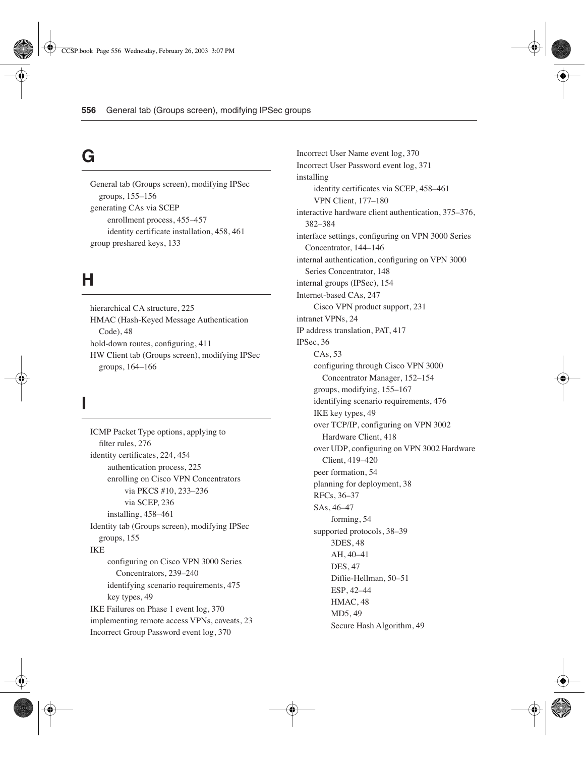## G

General tab (Groups screen), modifying IPSec groups, 155–156
generating CAs via SCEP
- enrollment process, 455–457
- identity certificate installation, 458, 461

group preshared keys, 133

## H

hierarchical CA structure, 225
HMAC (Hash-Keyed Message Authentication Code), 48
hold-down routes, configuring, 411
HW Client tab (Groups screen), modifying IPSec groups, 164–166

## I

ICMP Packet Type options, applying to filter rules, 276
identity certificates, 224, 454
- authentication process, 225
- enrolling on Cisco VPN Concentrators
  - via PKCS #10, 233–236
  - via SCEP, 236
- installing, 458–461

Identity tab (Groups screen), modifying IPSec groups, 155
IKE
- configuring on Cisco VPN 3000 Series Concentrators, 239–240
- identifying scenario requirements, 475
- key types, 49

IKE Failures on Phase 1 event log, 370
implementing remote access VPNs, caveats, 23
Incorrect Group Password event log, 370
Incorrect User Name event log, 370
Incorrect User Password event log, 371
installing
- identity certificates via SCEP, 458–461
- VPN Client, 177–180

interactive hardware client authentication, 375–376, 382–384
interface settings, configuring on VPN 3000 Series Concentrator, 144–146
internal authentication, configuring on VPN 3000 Series Concentrator, 148
internal groups (IPSec), 154
Internet-based CAs, 247
- Cisco VPN product support, 231

intranet VPNs, 24
IP address translation, PAT, 417
IPSec, 36
- CAs, 53
- configuring through Cisco VPN 3000 Concentrator Manager, 152–154
- groups, modifying, 155–167
- identifying scenario requirements, 476
- IKE key types, 49
- over TCP/IP, configuring on VPN 3002 Hardware Client, 418
- over UDP, configuring on VPN 3002 Hardware Client, 419–420
- peer formation, 54
- planning for deployment, 38
- RFCs, 36–37
- SAs, 46–47
  - forming, 54
- supported protocols, 38–39
  - 3DES, 48
  - AH, 40–41
  - DES, 47
  - Diffie-Hellman, 50–51
  - ESP, 42–44
  - HMAC, 48
  - MD5, 49
  - Secure Hash Algorithm, 49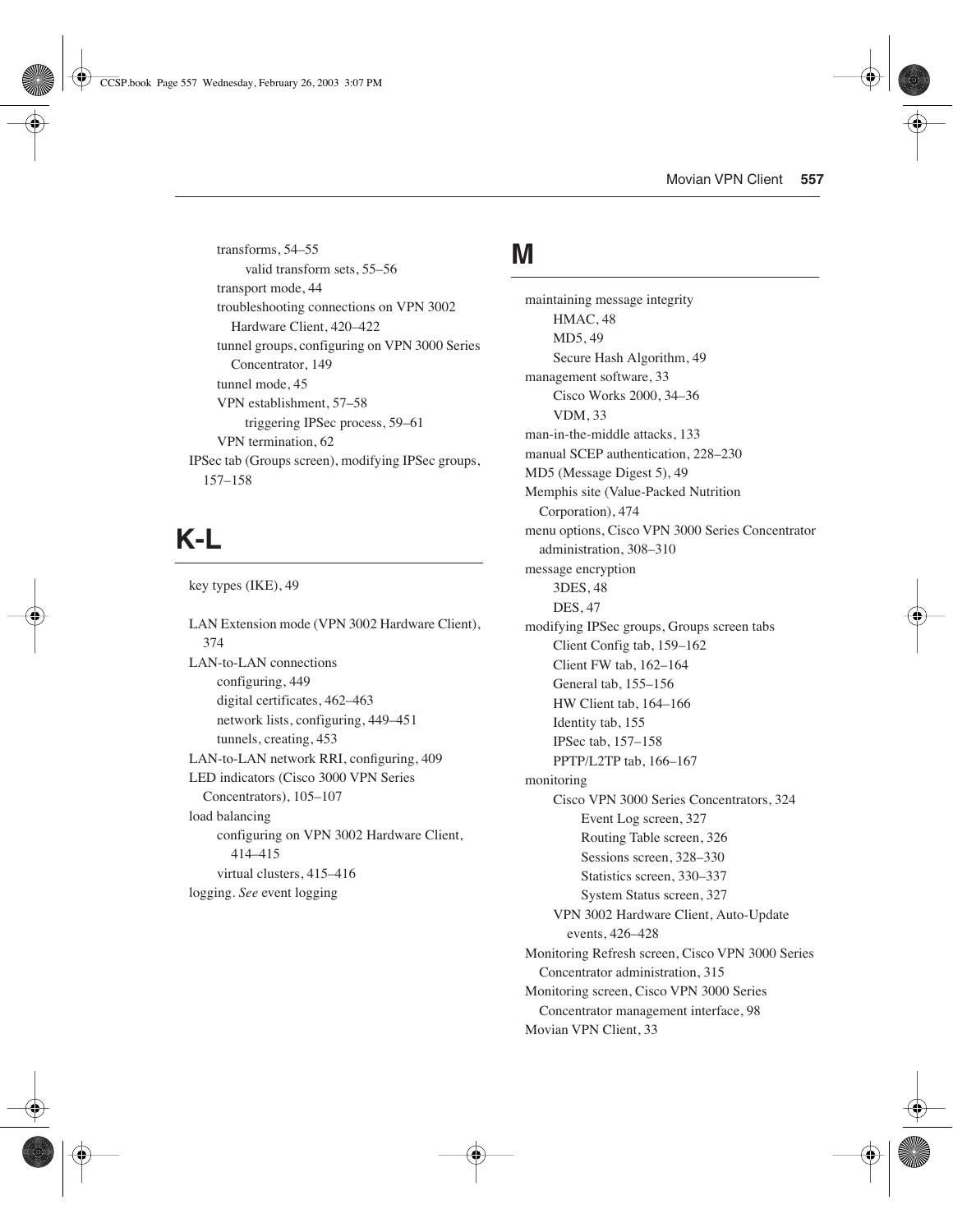transforms, 54–55
- valid transform sets, 55–56

transport mode, 44
troubleshooting connections on VPN 3002 Hardware Client, 420–422
tunnel groups, configuring on VPN 3000 Series Concentrator, 149
tunnel mode, 45
VPN establishment, 57–58
- triggering IPSec process, 59–61

VPN termination, 62

IPSec tab (Groups screen), modifying IPSec groups, 157–158

## K-L

key types (IKE), 49

LAN Extension mode (VPN 3002 Hardware Client), 374
LAN-to-LAN connections
- configuring, 449
- digital certificates, 462–463
- network lists, configuring, 449–451
- tunnels, creating, 453

LAN-to-LAN network RRI, configuring, 409
LED indicators (Cisco 3000 VPN Series Concentrators), 105–107
load balancing
- configuring on VPN 3002 Hardware Client, 414–415
- virtual clusters, 415–416

logging. *See* event logging

## M

maintaining message integrity
- HMAC, 48
- MD5, 49
- Secure Hash Algorithm, 49

management software, 33
- Cisco Works 2000, 34–36
- VDM, 33

man-in-the-middle attacks, 133
manual SCEP authentication, 228–230
MD5 (Message Digest 5), 49
Memphis site (Value-Packed Nutrition Corporation), 474
menu options, Cisco VPN 3000 Series Concentrator administration, 308–310
message encryption
- 3DES, 48
- DES, 47

modifying IPSec groups, Groups screen tabs
- Client Config tab, 159–162
- Client FW tab, 162–164
- General tab, 155–156
- HW Client tab, 164–166
- Identity tab, 155
- IPSec tab, 157–158
- PPTP/L2TP tab, 166–167

monitoring
- Cisco VPN 3000 Series Concentrators, 324
  - Event Log screen, 327
  - Routing Table screen, 326
  - Sessions screen, 328–330
  - Statistics screen, 330–337
  - System Status screen, 327
- VPN 3002 Hardware Client, Auto-Update events, 426–428

Monitoring Refresh screen, Cisco VPN 3000 Series Concentrator administration, 315
Monitoring screen, Cisco VPN 3000 Series Concentrator management interface, 98
Movian VPN Client, 33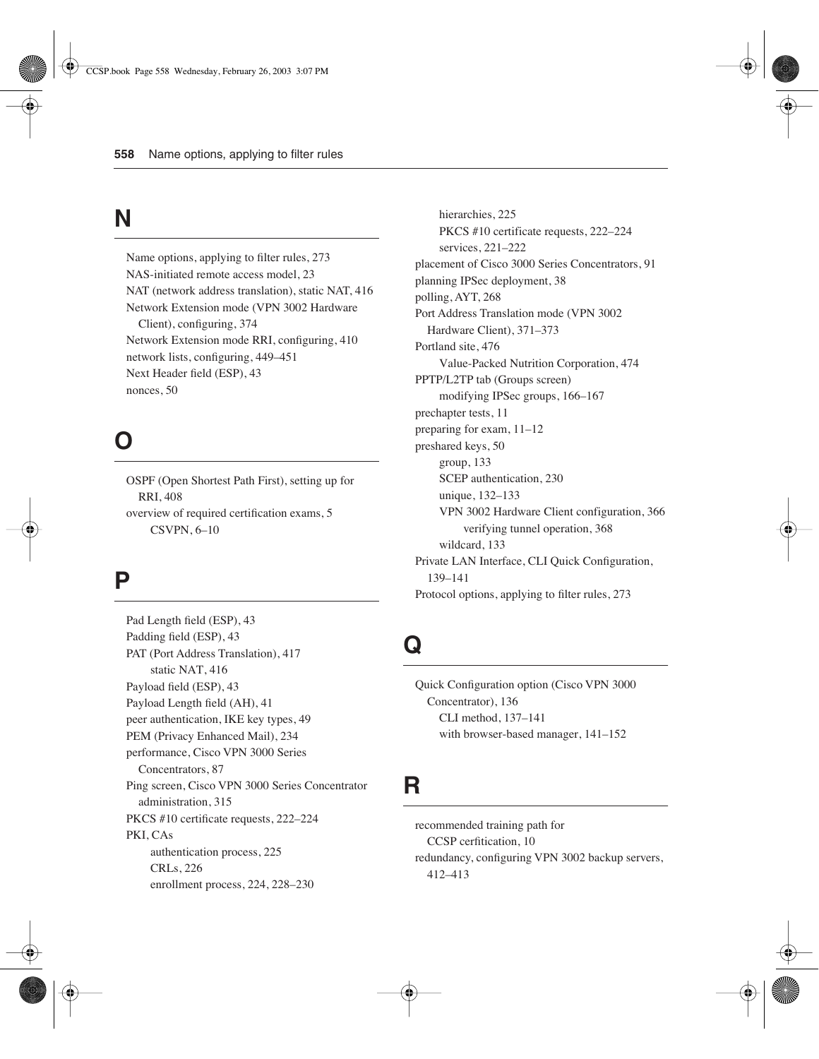## N

- Name options, applying to filter rules, 273
- NAS-initiated remote access model, 23
- NAT (network address translation), static NAT, 416
- Network Extension mode (VPN 3002 Hardware Client), configuring, 374
- Network Extension mode RRI, configuring, 410
- network lists, configuring, 449–451
- Next Header field (ESP), 43
- nonces, 50

## O

- OSPF (Open Shortest Path First), setting up for RRI, 408
- overview of required certification exams, 5
  - CSVPN, 6–10

## P

- Pad Length field (ESP), 43
- Padding field (ESP), 43
- PAT (Port Address Translation), 417
  - static NAT, 416
- Payload field (ESP), 43
- Payload Length field (AH), 41
- peer authentication, IKE key types, 49
- PEM (Privacy Enhanced Mail), 234
- performance, Cisco VPN 3000 Series Concentrators, 87
- Ping screen, Cisco VPN 3000 Series Concentrator administration, 315
- PKCS #10 certificate requests, 222–224
- PKI, CAs
  - authentication process, 225
  - CRLs, 226
  - enrollment process, 224, 228–230
  - hierarchies, 225
  - PKCS #10 certificate requests, 222–224
  - services, 221–222
- placement of Cisco 3000 Series Concentrators, 91
- planning IPSec deployment, 38
- polling, AYT, 268
- Port Address Translation mode (VPN 3002 Hardware Client), 371–373
- Portland site, 476
  - Value-Packed Nutrition Corporation, 474
- PPTP/L2TP tab (Groups screen)
  - modifying IPSec groups, 166–167
- prechapter tests, 11
- preparing for exam, 11–12
- preshared keys, 50
  - group, 133
  - SCEP authentication, 230
  - unique, 132–133
  - VPN 3002 Hardware Client configuration, 366
    - verifying tunnel operation, 368
  - wildcard, 133
- Private LAN Interface, CLI Quick Configuration, 139–141
- Protocol options, applying to filter rules, 273

## Q

- Quick Configuration option (Cisco VPN 3000 Concentrator), 136
  - CLI method, 137–141
  - with browser-based manager, 141–152

## R

- recommended training path for CCSP cerfitication, 10
- redundancy, configuring VPN 3002 backup servers, 412–413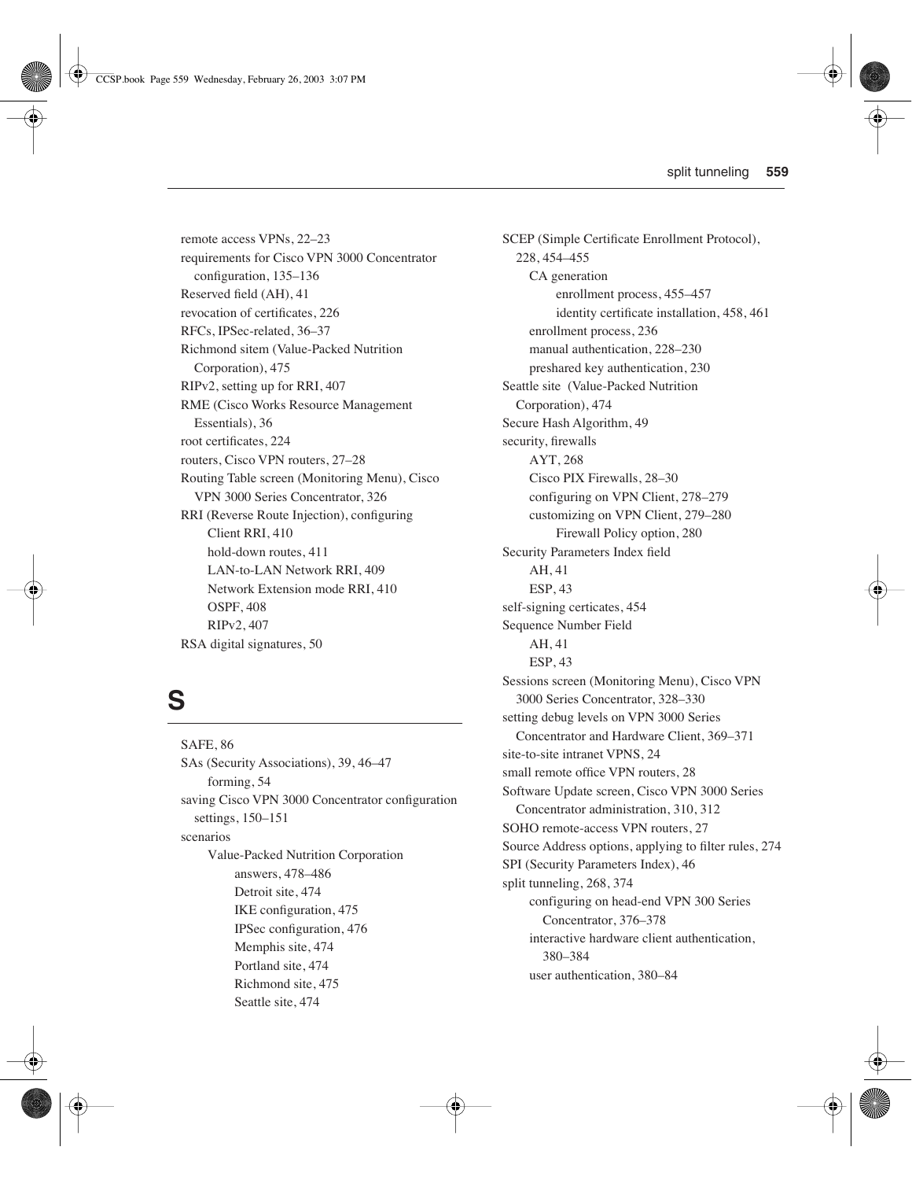remote access VPNs, 22–23
requirements for Cisco VPN 3000 Concentrator configuration, 135–136
Reserved field (AH), 41
revocation of certificates, 226
RFCs, IPSec-related, 36–37
Richmond sitem (Value-Packed Nutrition Corporation), 475
RIPv2, setting up for RRI, 407
RME (Cisco Works Resource Management Essentials), 36
root certificates, 224
routers, Cisco VPN routers, 27–28
Routing Table screen (Monitoring Menu), Cisco VPN 3000 Series Concentrator, 326
RRI (Reverse Route Injection), configuring
- Client RRI, 410
- hold-down routes, 411
- LAN-to-LAN Network RRI, 409
- Network Extension mode RRI, 410
- OSPF, 408
- RIPv2, 407

RSA digital signatures, 50

## S

SAFE, 86
SAs (Security Associations), 39, 46–47
- forming, 54

saving Cisco VPN 3000 Concentrator configuration settings, 150–151
scenarios
- Value-Packed Nutrition Corporation
  - answers, 478–486
  - Detroit site, 474
  - IKE configuration, 475
  - IPSec configuration, 476
  - Memphis site, 474
  - Portland site, 474
  - Richmond site, 475
  - Seattle site, 474

SCEP (Simple Certificate Enrollment Protocol), 228, 454–455
- CA generation
  - enrollment process, 455–457
  - identity certificate installation, 458, 461
- enrollment process, 236
- manual authentication, 228–230
- preshared key authentication, 230

Seattle site (Value-Packed Nutrition Corporation), 474
Secure Hash Algorithm, 49
security, firewalls
- AYT, 268
- Cisco PIX Firewalls, 28–30
- configuring on VPN Client, 278–279
- customizing on VPN Client, 279–280
  - Firewall Policy option, 280

Security Parameters Index field
- AH, 41
- ESP, 43

self-signing certicates, 454
Sequence Number Field
- AH, 41
- ESP, 43

Sessions screen (Monitoring Menu), Cisco VPN 3000 Series Concentrator, 328–330
setting debug levels on VPN 3000 Series Concentrator and Hardware Client, 369–371
site-to-site intranet VPNS, 24
small remote office VPN routers, 28
Software Update screen, Cisco VPN 3000 Series Concentrator administration, 310, 312
SOHO remote-access VPN routers, 27
Source Address options, applying to filter rules, 274
SPI (Security Parameters Index), 46
split tunneling, 268, 374
- configuring on head-end VPN 300 Series Concentrator, 376–378
- interactive hardware client authentication, 380–384
- user authentication, 380–84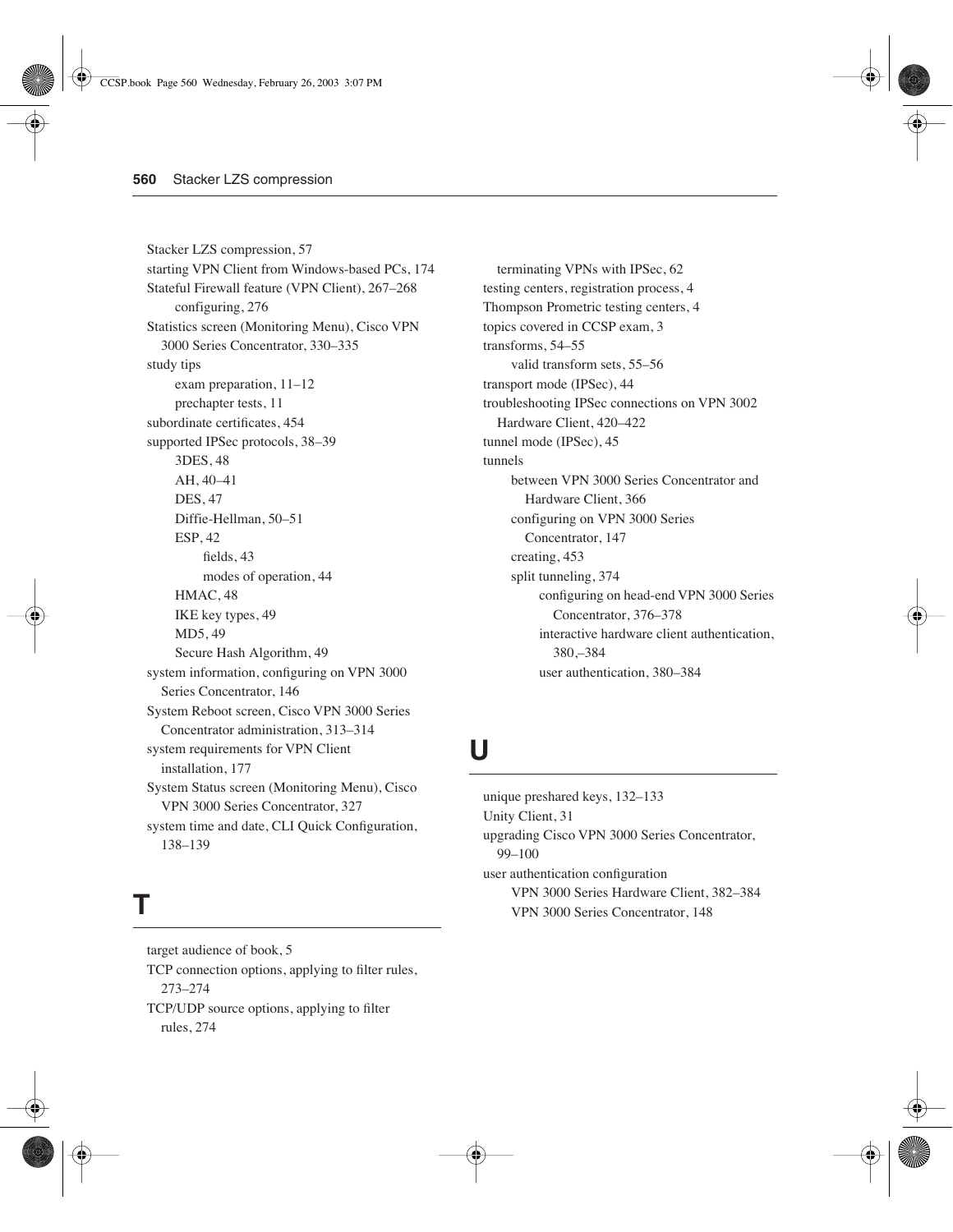Stacker LZS compression, 57
starting VPN Client from Windows-based PCs, 174
Stateful Firewall feature (VPN Client), 267–268
  configuring, 276
Statistics screen (Monitoring Menu), Cisco VPN 3000 Series Concentrator, 330–335
study tips
  exam preparation, 11–12
  prechapter tests, 11
subordinate certificates, 454
supported IPSec protocols, 38–39
  3DES, 48
  AH, 40–41
  DES, 47
  Diffie-Hellman, 50–51
  ESP, 42
    fields, 43
    modes of operation, 44
  HMAC, 48
  IKE key types, 49
  MD5, 49
  Secure Hash Algorithm, 49
system information, configuring on VPN 3000 Series Concentrator, 146
System Reboot screen, Cisco VPN 3000 Series Concentrator administration, 313–314
system requirements for VPN Client installation, 177
System Status screen (Monitoring Menu), Cisco VPN 3000 Series Concentrator, 327
system time and date, CLI Quick Configuration, 138–139

# T

target audience of book, 5
TCP connection options, applying to filter rules, 273–274
TCP/UDP source options, applying to filter rules, 274
terminating VPNs with IPSec, 62
testing centers, registration process, 4
Thompson Prometric testing centers, 4
topics covered in CCSP exam, 3
transforms, 54–55
  valid transform sets, 55–56
transport mode (IPSec), 44
troubleshooting IPSec connections on VPN 3002 Hardware Client, 420–422
tunnel mode (IPSec), 45
tunnels
  between VPN 3000 Series Concentrator and Hardware Client, 366
  configuring on VPN 3000 Series Concentrator, 147
  creating, 453
  split tunneling, 374
    configuring on head-end VPN 3000 Series Concentrator, 376–378
    interactive hardware client authentication, 380,–384
    user authentication, 380–384

# U

unique preshared keys, 132–133
Unity Client, 31
upgrading Cisco VPN 3000 Series Concentrator, 99–100
user authentication configuration
  VPN 3000 Series Hardware Client, 382–384
  VPN 3000 Series Concentrator, 148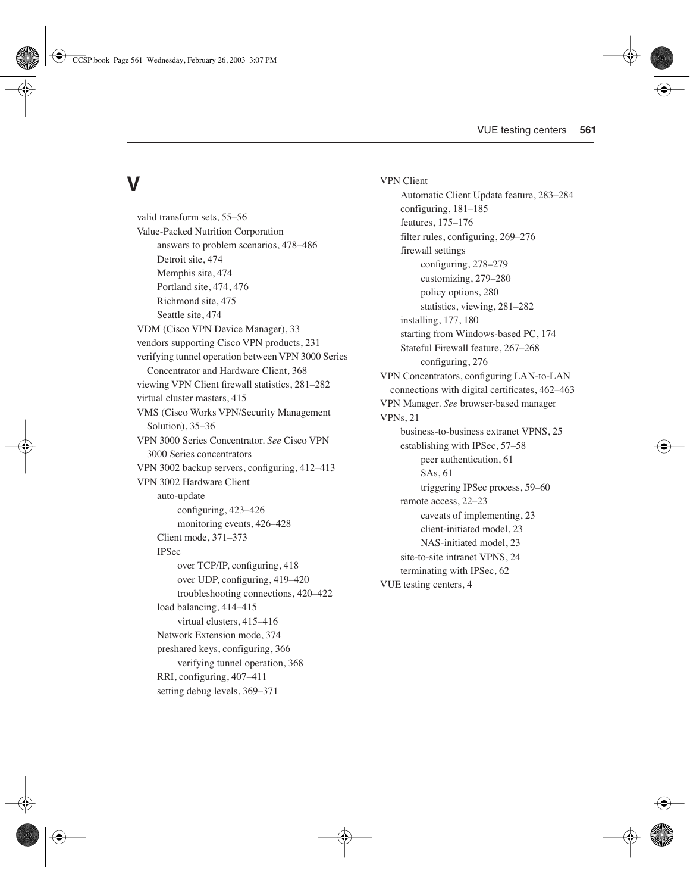# V

valid transform sets, 55–56
Value-Packed Nutrition Corporation
- answers to problem scenarios, 478–486
- Detroit site, 474
- Memphis site, 474
- Portland site, 474, 476
- Richmond site, 475
- Seattle site, 474

VDM (Cisco VPN Device Manager), 33
vendors supporting Cisco VPN products, 231
verifying tunnel operation between VPN 3000 Series Concentrator and Hardware Client, 368
viewing VPN Client firewall statistics, 281–282
virtual cluster masters, 415
VMS (Cisco Works VPN/Security Management Solution), 35–36
VPN 3000 Series Concentrator. *See* Cisco VPN 3000 Series concentrators
VPN 3002 backup servers, configuring, 412–413
VPN 3002 Hardware Client
- auto-update
  - configuring, 423–426
  - monitoring events, 426–428
- Client mode, 371–373
- IPSec
  - over TCP/IP, configuring, 418
  - over UDP, configuring, 419–420
  - troubleshooting connections, 420–422
- load balancing, 414–415
  - virtual clusters, 415–416
- Network Extension mode, 374
- preshared keys, configuring, 366
  - verifying tunnel operation, 368
- RRI, configuring, 407–411
- setting debug levels, 369–371

VPN Client
- Automatic Client Update feature, 283–284
- configuring, 181–185
- features, 175–176
- filter rules, configuring, 269–276
- firewall settings
  - configuring, 278–279
  - customizing, 279–280
  - policy options, 280
  - statistics, viewing, 281–282
- installing, 177, 180
- starting from Windows-based PC, 174
- Stateful Firewall feature, 267–268
  - configuring, 276

VPN Concentrators, configuring LAN-to-LAN connections with digital certificates, 462–463
VPN Manager. *See* browser-based manager
VPNs, 21
- business-to-business extranet VPNS, 25
- establishing with IPSec, 57–58
  - peer authentication, 61
  - SAs, 61
  - triggering IPSec process, 59–60
- remote access, 22–23
  - caveats of implementing, 23
  - client-initiated model, 23
  - NAS-initiated model, 23
- site-to-site intranet VPNS, 24
- terminating with IPSec, 62

VUE testing centers, 4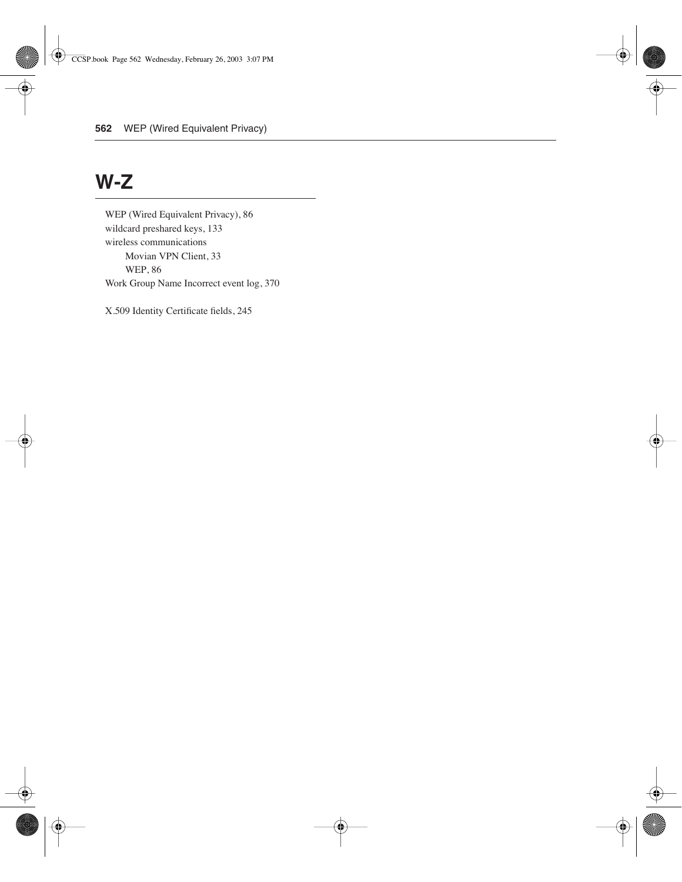# W-Z

WEP (Wired Equivalent Privacy), 86
wildcard preshared keys, 133
wireless communications
  Movian VPN Client, 33
  WEP, 86
Work Group Name Incorrect event log, 370

X.509 Identity Certificate fields, 245